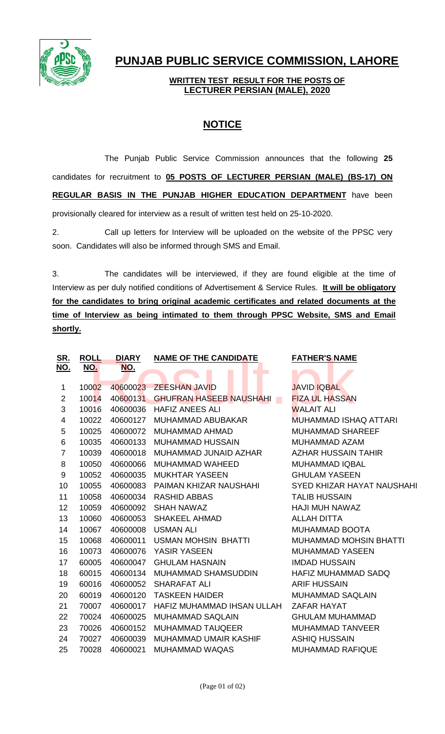# PUNJAB PUBLIC SERVICE COMMISSION, LAHORE

**WRITTEN TEST RESULT FOR THE POSTS OF**
**LECTURER PERSIAN (MALE), 2020**

## NOTICE

The Punjab Public Service Commission announces that the following **25** candidates for recruitment to **05 POSTS OF LECTURER PERSIAN (MALE) (BS-17) ON REGULAR BASIS IN THE PUNJAB HIGHER EDUCATION DEPARTMENT** have been provisionally cleared for interview as a result of written test held on 25-10-2020.

2. Call up letters for Interview will be uploaded on the website of the PPSC very soon. Candidates will also be informed through SMS and Email.

3. The candidates will be interviewed, if they are found eligible at the time of Interview as per duly notified conditions of Advertisement & Service Rules. **It will be obligatory for the candidates to bring original academic certificates and related documents at the time of Interview as being intimated to them through PPSC Website, SMS and Email shortly.**

| SR. NO. | ROLL NO. | DIARY NO. | NAME OF THE CANDIDATE | FATHER'S NAME |
|---|---|---|---|---|
| 1 | 10002 | 40600023 | ZEESHAN JAVID | JAVID IQBAL |
| 2 | 10014 | 40600131 | GHUFRAN HASEEB NAUSHAHI | FIZA UL HASSAN |
| 3 | 10016 | 40600036 | HAFIZ ANEES ALI | WALAIT ALI |
| 4 | 10022 | 40600127 | MUHAMMAD ABUBAKAR | MUHAMMAD ISHAQ ATTARI |
| 5 | 10025 | 40600072 | MUHAMMAD AHMAD | MUHAMMAD SHAREEF |
| 6 | 10035 | 40600133 | MUHAMMAD HUSSAIN | MUHAMMAD AZAM |
| 7 | 10039 | 40600018 | MUHAMMAD JUNAID AZHAR | AZHAR HUSSAIN TAHIR |
| 8 | 10050 | 40600066 | MUHAMMAD WAHEED | MUHAMMAD IQBAL |
| 9 | 10052 | 40600035 | MUKHTAR YASEEN | GHULAM YASEEN |
| 10 | 10055 | 40600083 | PAIMAN KHIZAR NAUSHAHI | SYED KHIZAR HAYAT NAUSHAHI |
| 11 | 10058 | 40600034 | RASHID ABBAS | TALIB HUSSAIN |
| 12 | 10059 | 40600092 | SHAH NAWAZ | HAJI MUH NAWAZ |
| 13 | 10060 | 40600053 | SHAKEEL AHMAD | ALLAH DITTA |
| 14 | 10067 | 40600008 | USMAN ALI | MUHAMMAD BOOTA |
| 15 | 10068 | 40600011 | USMAN MOHSIN BHATTI | MUHAMMAD MOHSIN BHATTI |
| 16 | 10073 | 40600076 | YASIR YASEEN | MUHAMMAD YASEEN |
| 17 | 60005 | 40600047 | GHULAM HASNAIN | IMDAD HUSSAIN |
| 18 | 60015 | 40600134 | MUHAMMAD SHAMSUDDIN | HAFIZ MUHAMMAD SADQ |
| 19 | 60016 | 40600052 | SHARAFAT ALI | ARIF HUSSAIN |
| 20 | 60019 | 40600120 | TASKEEN HAIDER | MUHAMMAD SAQLAIN |
| 21 | 70007 | 40600017 | HAFIZ MUHAMMAD IHSAN ULLAH | ZAFAR HAYAT |
| 22 | 70024 | 40600025 | MUHAMMAD SAQLAIN | GHULAM MUHAMMAD |
| 23 | 70026 | 40600152 | MUHAMMAD TAUQEER | MUHAMMAD TANVEER |
| 24 | 70027 | 40600039 | MUHAMMAD UMAIR KASHIF | ASHIQ HUSSAIN |
| 25 | 70028 | 40600021 | MUHAMMAD WAQAS | MUHAMMAD RAFIQUE |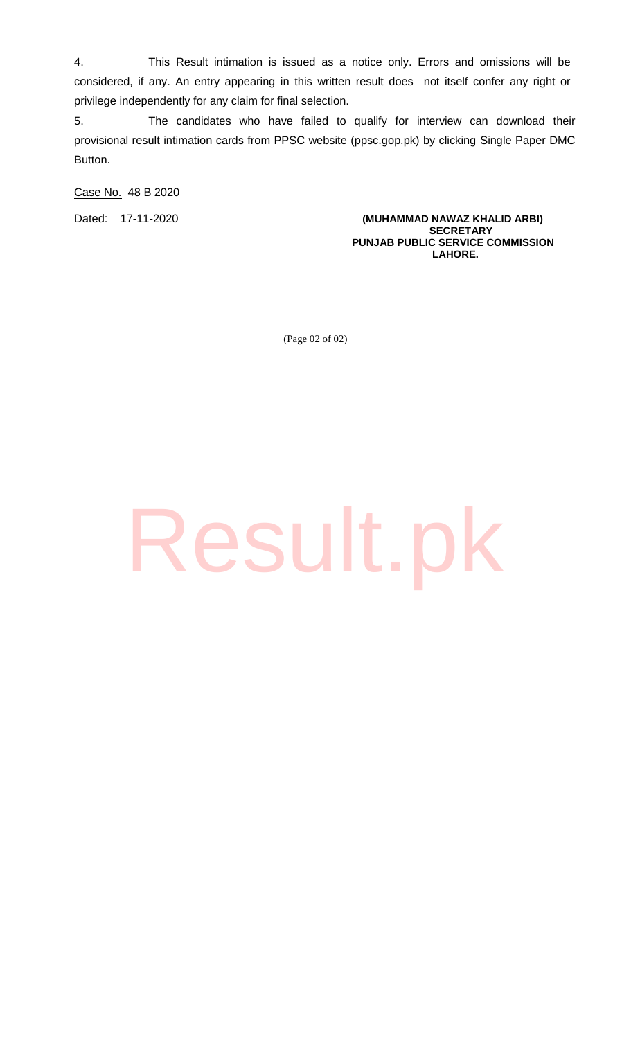4. This Result intimation is issued as a notice only. Errors and omissions will be considered, if any. An entry appearing in this written result does not itself confer any right or privilege independently for any claim for final selection.

5. The candidates who have failed to qualify for interview can download their provisional result intimation cards from PPSC website (ppsc.gop.pk) by clicking Single Paper DMC Button.

Case No. 48 B 2020

Dated: 17-11-2020

**(MUHAMMAD NAWAZ KHALID ARBI)**
**SECRETARY**
**PUNJAB PUBLIC SERVICE COMMISSION**
**LAHORE.**